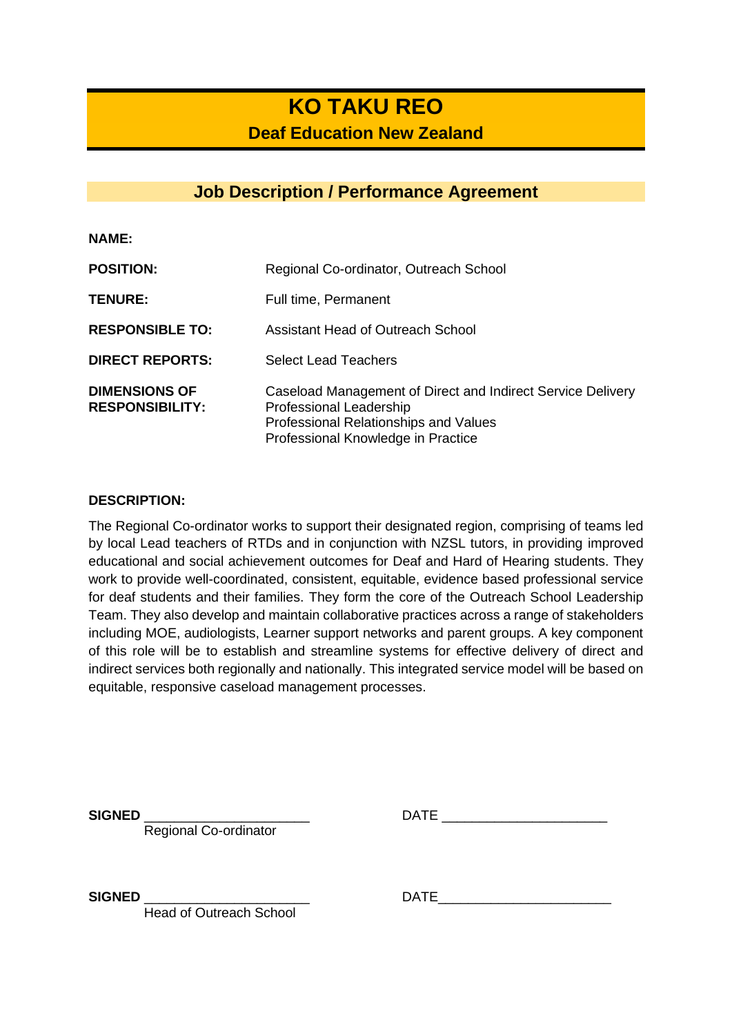# KO TAKU REO

## Deaf Education New Zealand

## Job Description / Performance Agreement

| | |
|---|---|
| **NAME:** | |
| **POSITION:** | Regional Co-ordinator, Outreach School |
| **TENURE:** | Full time, Permanent |
| **RESPONSIBLE TO:** | Assistant Head of Outreach School |
| **DIRECT REPORTS:** | Select Lead Teachers |
| **DIMENSIONS OF RESPONSIBILITY:** | Caseload Management of Direct and Indirect Service Delivery<br>Professional Leadership<br>Professional Relationships and Values<br>Professional Knowledge in Practice |

**DESCRIPTION:**

The Regional Co-ordinator works to support their designated region, comprising of teams led by local Lead teachers of RTDs and in conjunction with NZSL tutors, in providing improved educational and social achievement outcomes for Deaf and Hard of Hearing students. They work to provide well-coordinated, consistent, equitable, evidence based professional service for deaf students and their families. They form the core of the Outreach School Leadership Team. They also develop and maintain collaborative practices across a range of stakeholders including MOE, audiologists, Learner support networks and parent groups. A key component of this role will be to establish and streamline systems for effective delivery of direct and indirect services both regionally and nationally. This integrated service model will be based on equitable, responsive caseload management processes.

**SIGNED** ______________________ DATE ______________________
Regional Co-ordinator

**SIGNED** ______________________ DATE______________________
Head of Outreach School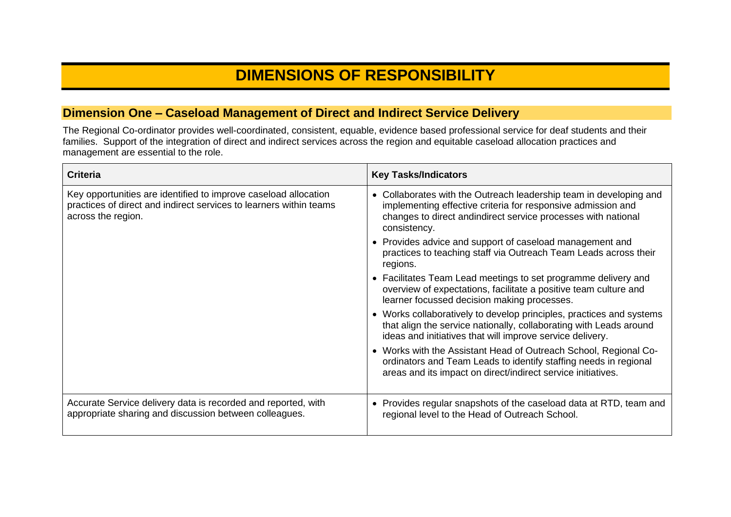# DIMENSIONS OF RESPONSIBILITY

## Dimension One – Caseload Management of Direct and Indirect Service Delivery

The Regional Co-ordinator provides well-coordinated, consistent, equable, evidence based professional service for deaf students and their families. Support of the integration of direct and indirect services across the region and equitable caseload allocation practices and management are essential to the role.

| Criteria | Key Tasks/Indicators |
|---|---|
| Key opportunities are identified to improve caseload allocation practices of direct and indirect services to learners within teams across the region. | • Collaborates with the Outreach leadership team in developing and implementing effective criteria for responsive admission and changes to direct andindirect service processes with national consistency.<br>• Provides advice and support of caseload management and practices to teaching staff via Outreach Team Leads across their regions.<br>• Facilitates Team Lead meetings to set programme delivery and overview of expectations, facilitate a positive team culture and learner focussed decision making processes.<br>• Works collaboratively to develop principles, practices and systems that align the service nationally, collaborating with Leads around ideas and initiatives that will improve service delivery.<br>• Works with the Assistant Head of Outreach School, Regional Co-ordinators and Team Leads to identify staffing needs in regional areas and its impact on direct/indirect service initiatives. |
| Accurate Service delivery data is recorded and reported, with appropriate sharing and discussion between colleagues. | • Provides regular snapshots of the caseload data at RTD, team and regional level to the Head of Outreach School. |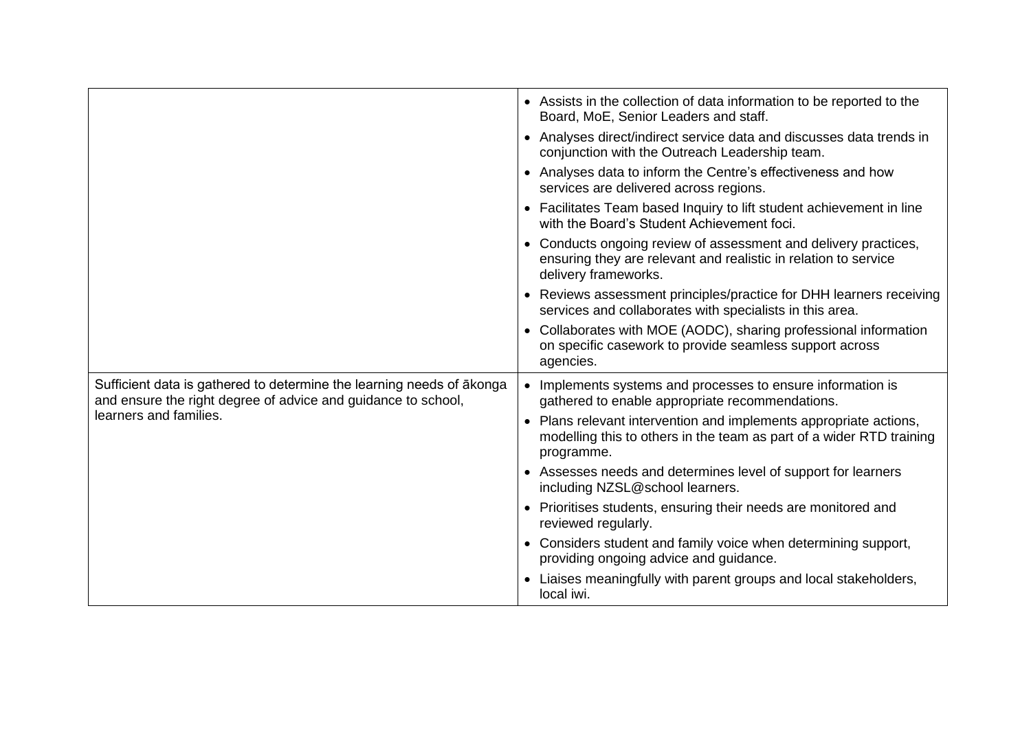| | |
|---|---|
| | • Assists in the collection of data information to be reported to the Board, MoE, Senior Leaders and staff.<br>• Analyses direct/indirect service data and discusses data trends in conjunction with the Outreach Leadership team.<br>• Analyses data to inform the Centre's effectiveness and how services are delivered across regions.<br>• Facilitates Team based Inquiry to lift student achievement in line with the Board's Student Achievement foci.<br>• Conducts ongoing review of assessment and delivery practices, ensuring they are relevant and realistic in relation to service delivery frameworks.<br>• Reviews assessment principles/practice for DHH learners receiving services and collaborates with specialists in this area.<br>• Collaborates with MOE (AODC), sharing professional information on specific casework to provide seamless support across agencies. |
| Sufficient data is gathered to determine the learning needs of ākonga and ensure the right degree of advice and guidance to school, learners and families. | • Implements systems and processes to ensure information is gathered to enable appropriate recommendations.<br>• Plans relevant intervention and implements appropriate actions, modelling this to others in the team as part of a wider RTD training programme.<br>• Assesses needs and determines level of support for learners including NZSL@school learners.<br>• Prioritises students, ensuring their needs are monitored and reviewed regularly.<br>• Considers student and family voice when determining support, providing ongoing advice and guidance.<br>• Liaises meaningfully with parent groups and local stakeholders, local iwi. |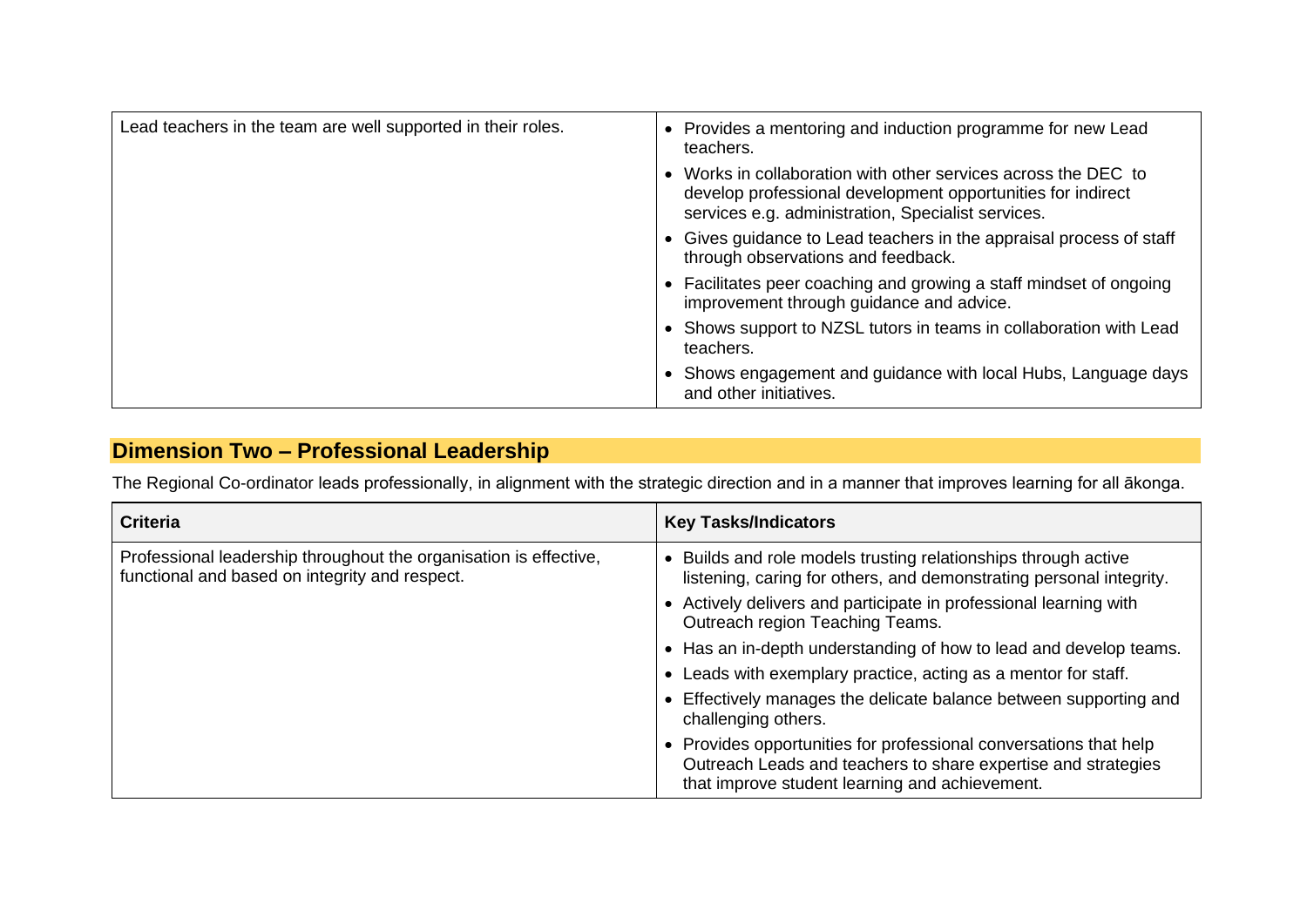| | |
|---|---|
| Lead teachers in the team are well supported in their roles. | • Provides a mentoring and induction programme for new Lead teachers.<br>• Works in collaboration with other services across the DEC to develop professional development opportunities for indirect services e.g. administration, Specialist services.<br>• Gives guidance to Lead teachers in the appraisal process of staff through observations and feedback.<br>• Facilitates peer coaching and growing a staff mindset of ongoing improvement through guidance and advice.<br>• Shows support to NZSL tutors in teams in collaboration with Lead teachers.<br>• Shows engagement and guidance with local Hubs, Language days and other initiatives. |

## Dimension Two – Professional Leadership

The Regional Co-ordinator leads professionally, in alignment with the strategic direction and in a manner that improves learning for all ākonga.

| Criteria | Key Tasks/Indicators |
|---|---|
| Professional leadership throughout the organisation is effective, functional and based on integrity and respect. | • Builds and role models trusting relationships through active listening, caring for others, and demonstrating personal integrity.<br>• Actively delivers and participate in professional learning with Outreach region Teaching Teams.<br>• Has an in-depth understanding of how to lead and develop teams.<br>• Leads with exemplary practice, acting as a mentor for staff.<br>• Effectively manages the delicate balance between supporting and challenging others.<br>• Provides opportunities for professional conversations that help Outreach Leads and teachers to share expertise and strategies that improve student learning and achievement. |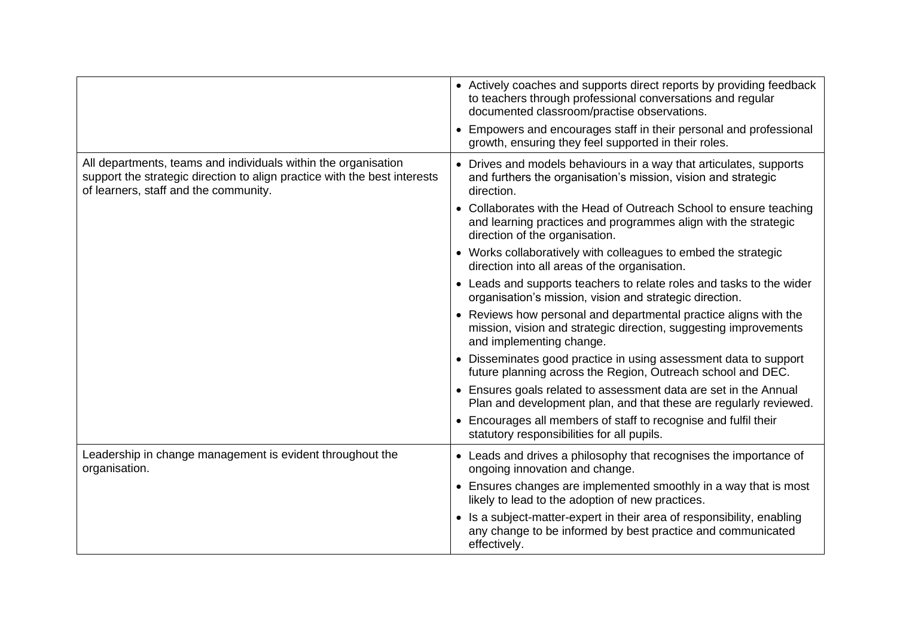| | |
|---|---|
| | • Actively coaches and supports direct reports by providing feedback to teachers through professional conversations and regular documented classroom/practise observations.<br>• Empowers and encourages staff in their personal and professional growth, ensuring they feel supported in their roles. |
| All departments, teams and individuals within the organisation support the strategic direction to align practice with the best interests of learners, staff and the community. | • Drives and models behaviours in a way that articulates, supports and furthers the organisation's mission, vision and strategic direction.<br>• Collaborates with the Head of Outreach School to ensure teaching and learning practices and programmes align with the strategic direction of the organisation.<br>• Works collaboratively with colleagues to embed the strategic direction into all areas of the organisation.<br>• Leads and supports teachers to relate roles and tasks to the wider organisation's mission, vision and strategic direction.<br>• Reviews how personal and departmental practice aligns with the mission, vision and strategic direction, suggesting improvements and implementing change.<br>• Disseminates good practice in using assessment data to support future planning across the Region, Outreach school and DEC.<br>• Ensures goals related to assessment data are set in the Annual Plan and development plan, and that these are regularly reviewed.<br>• Encourages all members of staff to recognise and fulfil their statutory responsibilities for all pupils. |
| Leadership in change management is evident throughout the organisation. | • Leads and drives a philosophy that recognises the importance of ongoing innovation and change.<br>• Ensures changes are implemented smoothly in a way that is most likely to lead to the adoption of new practices.<br>• Is a subject-matter-expert in their area of responsibility, enabling any change to be informed by best practice and communicated effectively. |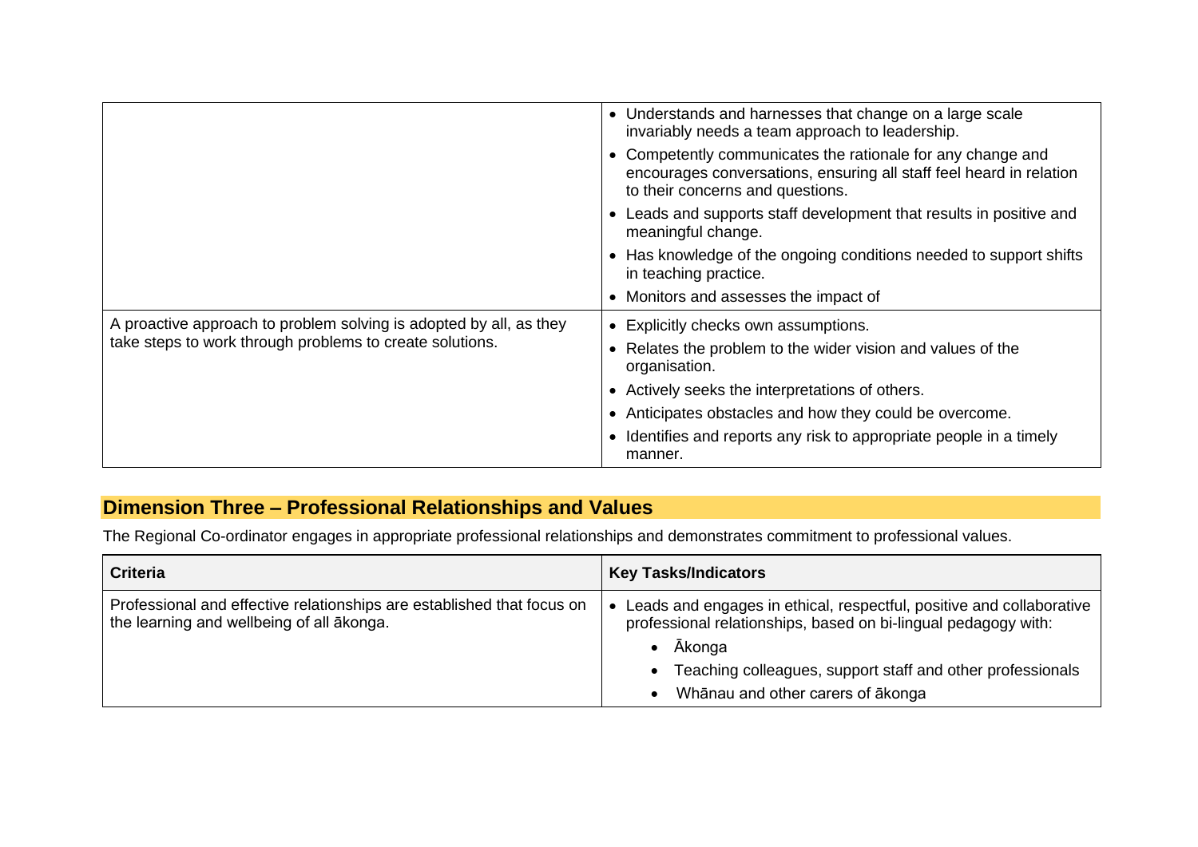| Criteria | Key Tasks/Indicators |
| --- | --- |
| | • Understands and harnesses that change on a large scale invariably needs a team approach to leadership.<br>• Competently communicates the rationale for any change and encourages conversations, ensuring all staff feel heard in relation to their concerns and questions.<br>• Leads and supports staff development that results in positive and meaningful change.<br>• Has knowledge of the ongoing conditions needed to support shifts in teaching practice.<br>• Monitors and assesses the impact of |
| A proactive approach to problem solving is adopted by all, as they take steps to work through problems to create solutions. | • Explicitly checks own assumptions.<br>• Relates the problem to the wider vision and values of the organisation.<br>• Actively seeks the interpretations of others.<br>• Anticipates obstacles and how they could be overcome.<br>• Identifies and reports any risk to appropriate people in a timely manner. |

## Dimension Three – Professional Relationships and Values

The Regional Co-ordinator engages in appropriate professional relationships and demonstrates commitment to professional values.

| Criteria | Key Tasks/Indicators |
| --- | --- |
| Professional and effective relationships are established that focus on the learning and wellbeing of all ākonga. | • Leads and engages in ethical, respectful, positive and collaborative professional relationships, based on bi-lingual pedagogy with:<br>&nbsp;&nbsp;• Ākonga<br>&nbsp;&nbsp;• Teaching colleagues, support staff and other professionals<br>&nbsp;&nbsp;• Whānau and other carers of ākonga |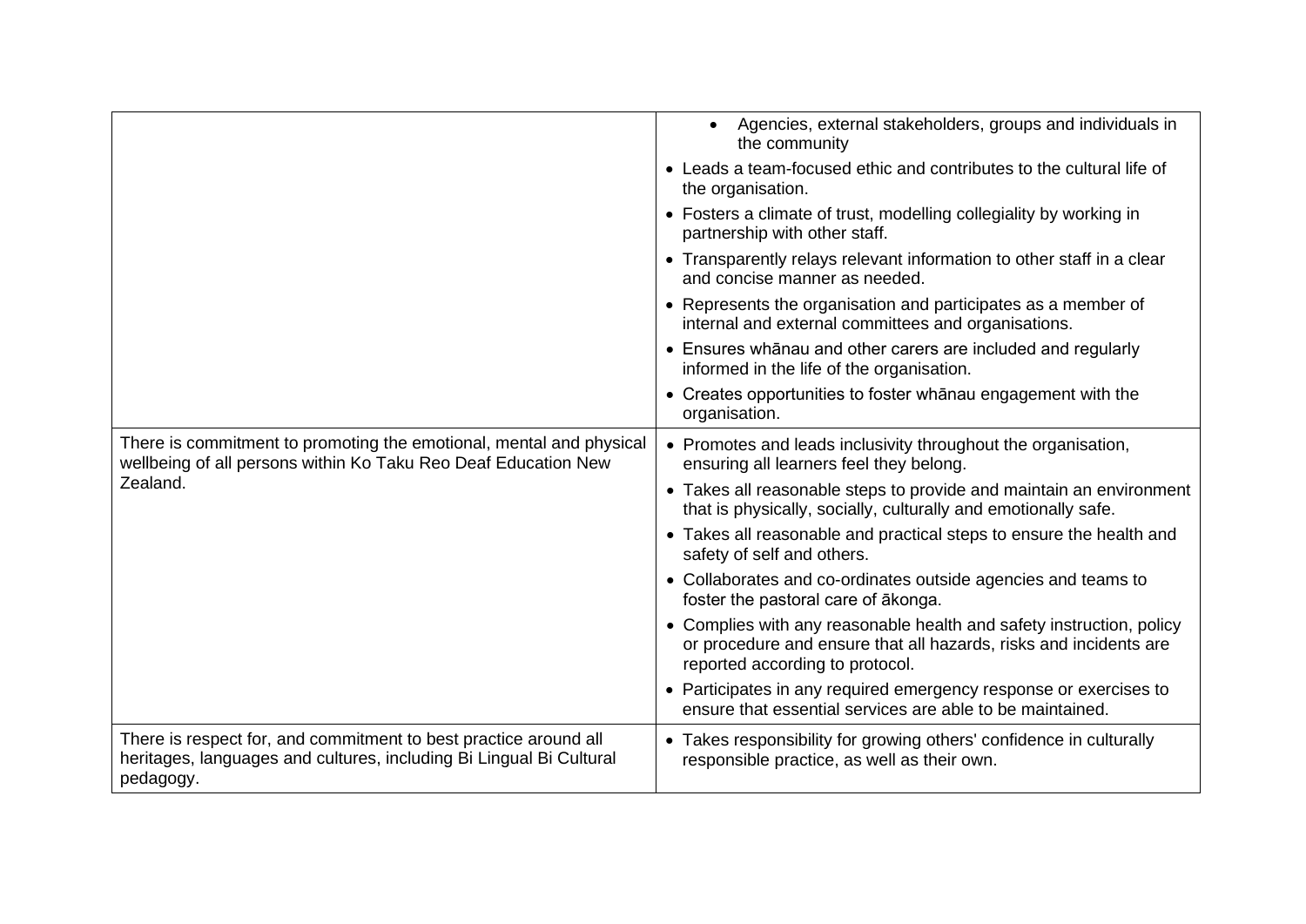| | |
|---|---|
| | • Agencies, external stakeholders, groups and individuals in the community<br>• Leads a team-focused ethic and contributes to the cultural life of the organisation.<br>• Fosters a climate of trust, modelling collegiality by working in partnership with other staff.<br>• Transparently relays relevant information to other staff in a clear and concise manner as needed.<br>• Represents the organisation and participates as a member of internal and external committees and organisations.<br>• Ensures whānau and other carers are included and regularly informed in the life of the organisation.<br>• Creates opportunities to foster whānau engagement with the organisation. |
| There is commitment to promoting the emotional, mental and physical wellbeing of all persons within Ko Taku Reo Deaf Education New Zealand. | • Promotes and leads inclusivity throughout the organisation, ensuring all learners feel they belong.<br>• Takes all reasonable steps to provide and maintain an environment that is physically, socially, culturally and emotionally safe.<br>• Takes all reasonable and practical steps to ensure the health and safety of self and others.<br>• Collaborates and co-ordinates outside agencies and teams to foster the pastoral care of ākonga.<br>• Complies with any reasonable health and safety instruction, policy or procedure and ensure that all hazards, risks and incidents are reported according to protocol.<br>• Participates in any required emergency response or exercises to ensure that essential services are able to be maintained. |
| There is respect for, and commitment to best practice around all heritages, languages and cultures, including Bi Lingual Bi Cultural pedagogy. | • Takes responsibility for growing others' confidence in culturally responsible practice, as well as their own. |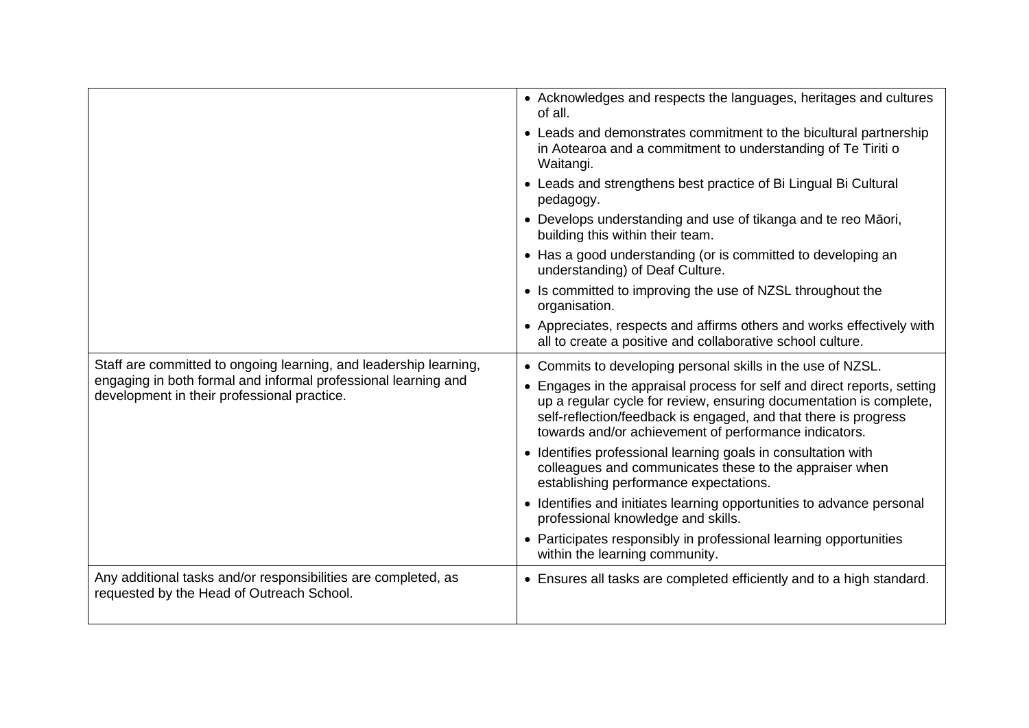| | |
|---|---|
| | • Acknowledges and respects the languages, heritages and cultures of all.<br>• Leads and demonstrates commitment to the bicultural partnership in Aotearoa and a commitment to understanding of Te Tiriti o Waitangi.<br>• Leads and strengthens best practice of Bi Lingual Bi Cultural pedagogy.<br>• Develops understanding and use of tikanga and te reo Māori, building this within their team.<br>• Has a good understanding (or is committed to developing an understanding) of Deaf Culture.<br>• Is committed to improving the use of NZSL throughout the organisation.<br>• Appreciates, respects and affirms others and works effectively with all to create a positive and collaborative school culture. |
| Staff are committed to ongoing learning, and leadership learning, engaging in both formal and informal professional learning and development in their professional practice. | • Commits to developing personal skills in the use of NZSL.<br>• Engages in the appraisal process for self and direct reports, setting up a regular cycle for review, ensuring documentation is complete, self-reflection/feedback is engaged, and that there is progress towards and/or achievement of performance indicators.<br>• Identifies professional learning goals in consultation with colleagues and communicates these to the appraiser when establishing performance expectations.<br>• Identifies and initiates learning opportunities to advance personal professional knowledge and skills.<br>• Participates responsibly in professional learning opportunities within the learning community. |
| Any additional tasks and/or responsibilities are completed, as requested by the Head of Outreach School. | • Ensures all tasks are completed efficiently and to a high standard. |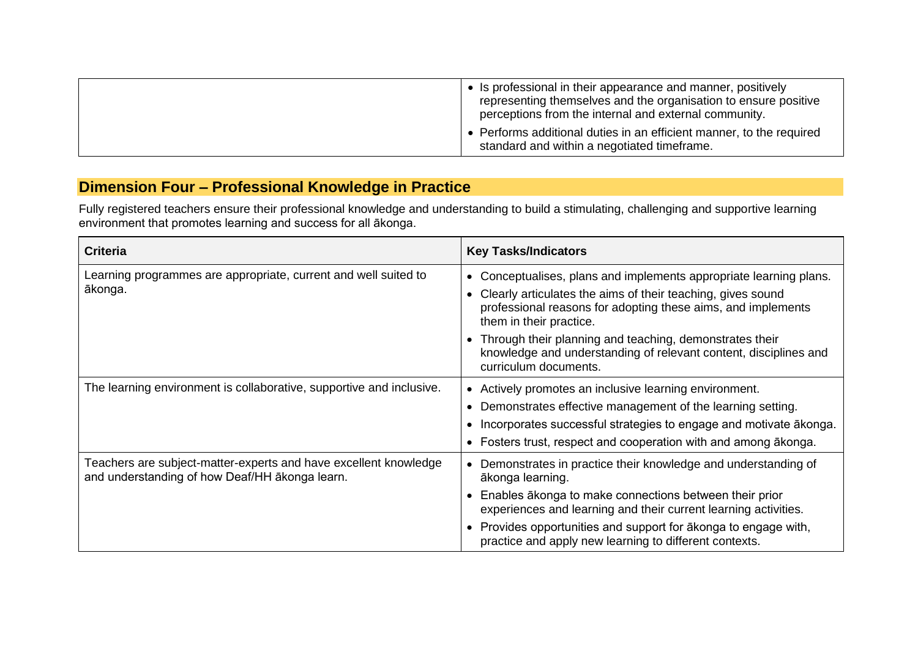|  |  |
|---|---|
|  | • Is professional in their appearance and manner, positively representing themselves and the organisation to ensure positive perceptions from the internal and external community.<br>• Performs additional duties in an efficient manner, to the required standard and within a negotiated timeframe. |

## Dimension Four – Professional Knowledge in Practice

Fully registered teachers ensure their professional knowledge and understanding to build a stimulating, challenging and supportive learning environment that promotes learning and success for all ākonga.

| Criteria | Key Tasks/Indicators |
|---|---|
| Learning programmes are appropriate, current and well suited to ākonga. | • Conceptualises, plans and implements appropriate learning plans.<br>• Clearly articulates the aims of their teaching, gives sound professional reasons for adopting these aims, and implements them in their practice.<br>• Through their planning and teaching, demonstrates their knowledge and understanding of relevant content, disciplines and curriculum documents. |
| The learning environment is collaborative, supportive and inclusive. | • Actively promotes an inclusive learning environment.<br>• Demonstrates effective management of the learning setting.<br>• Incorporates successful strategies to engage and motivate ākonga.<br>• Fosters trust, respect and cooperation with and among ākonga. |
| Teachers are subject-matter-experts and have excellent knowledge and understanding of how Deaf/HH ākonga learn. | • Demonstrates in practice their knowledge and understanding of ākonga learning.<br>• Enables ākonga to make connections between their prior experiences and learning and their current learning activities.<br>• Provides opportunities and support for ākonga to engage with, practice and apply new learning to different contexts. |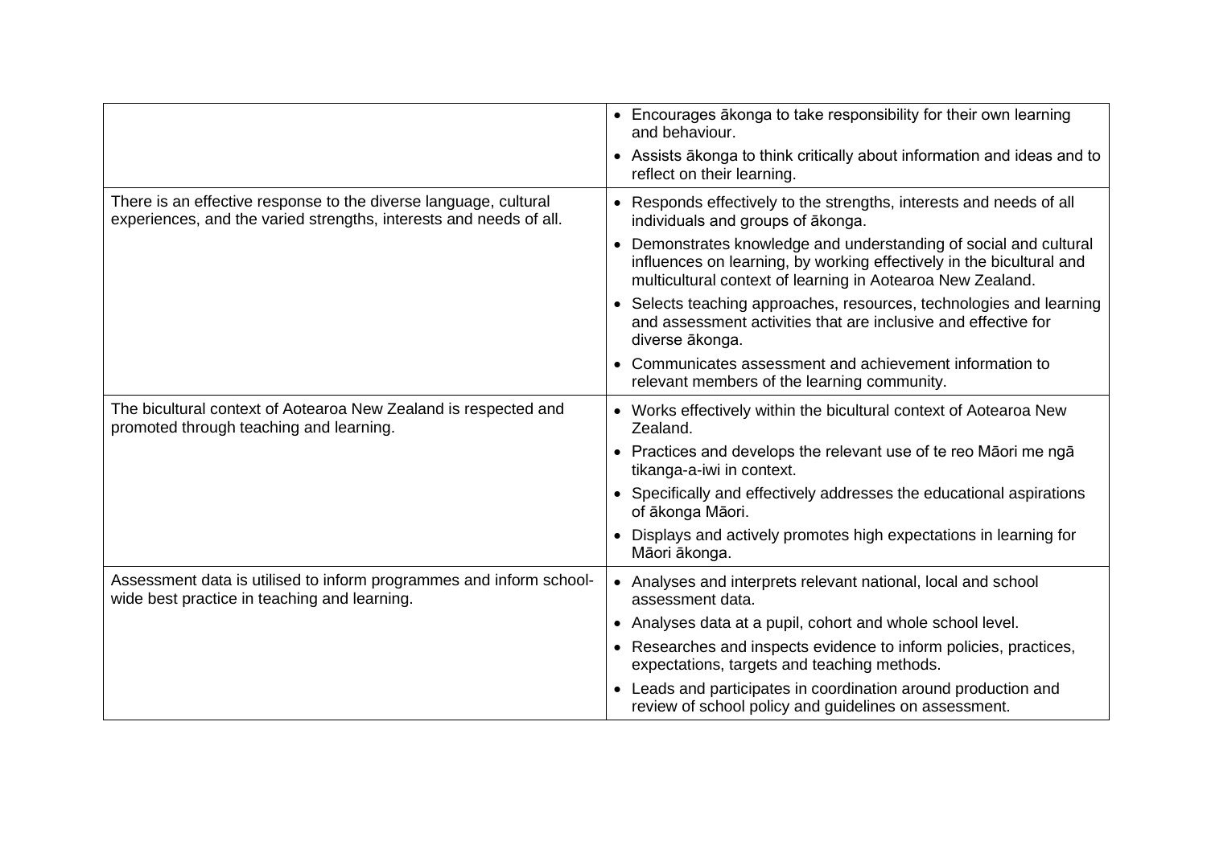| | |
|---|---|
| | • Encourages ākonga to take responsibility for their own learning and behaviour.<br>• Assists ākonga to think critically about information and ideas and to reflect on their learning. |
| There is an effective response to the diverse language, cultural experiences, and the varied strengths, interests and needs of all. | • Responds effectively to the strengths, interests and needs of all individuals and groups of ākonga.<br>• Demonstrates knowledge and understanding of social and cultural influences on learning, by working effectively in the bicultural and multicultural context of learning in Aotearoa New Zealand.<br>• Selects teaching approaches, resources, technologies and learning and assessment activities that are inclusive and effective for diverse ākonga.<br>• Communicates assessment and achievement information to relevant members of the learning community. |
| The bicultural context of Aotearoa New Zealand is respected and promoted through teaching and learning. | • Works effectively within the bicultural context of Aotearoa New Zealand.<br>• Practices and develops the relevant use of te reo Māori me ngā tikanga-a-iwi in context.<br>• Specifically and effectively addresses the educational aspirations of ākonga Māori.<br>• Displays and actively promotes high expectations in learning for Māori ākonga. |
| Assessment data is utilised to inform programmes and inform school-wide best practice in teaching and learning. | • Analyses and interprets relevant national, local and school assessment data.<br>• Analyses data at a pupil, cohort and whole school level.<br>• Researches and inspects evidence to inform policies, practices, expectations, targets and teaching methods.<br>• Leads and participates in coordination around production and review of school policy and guidelines on assessment. |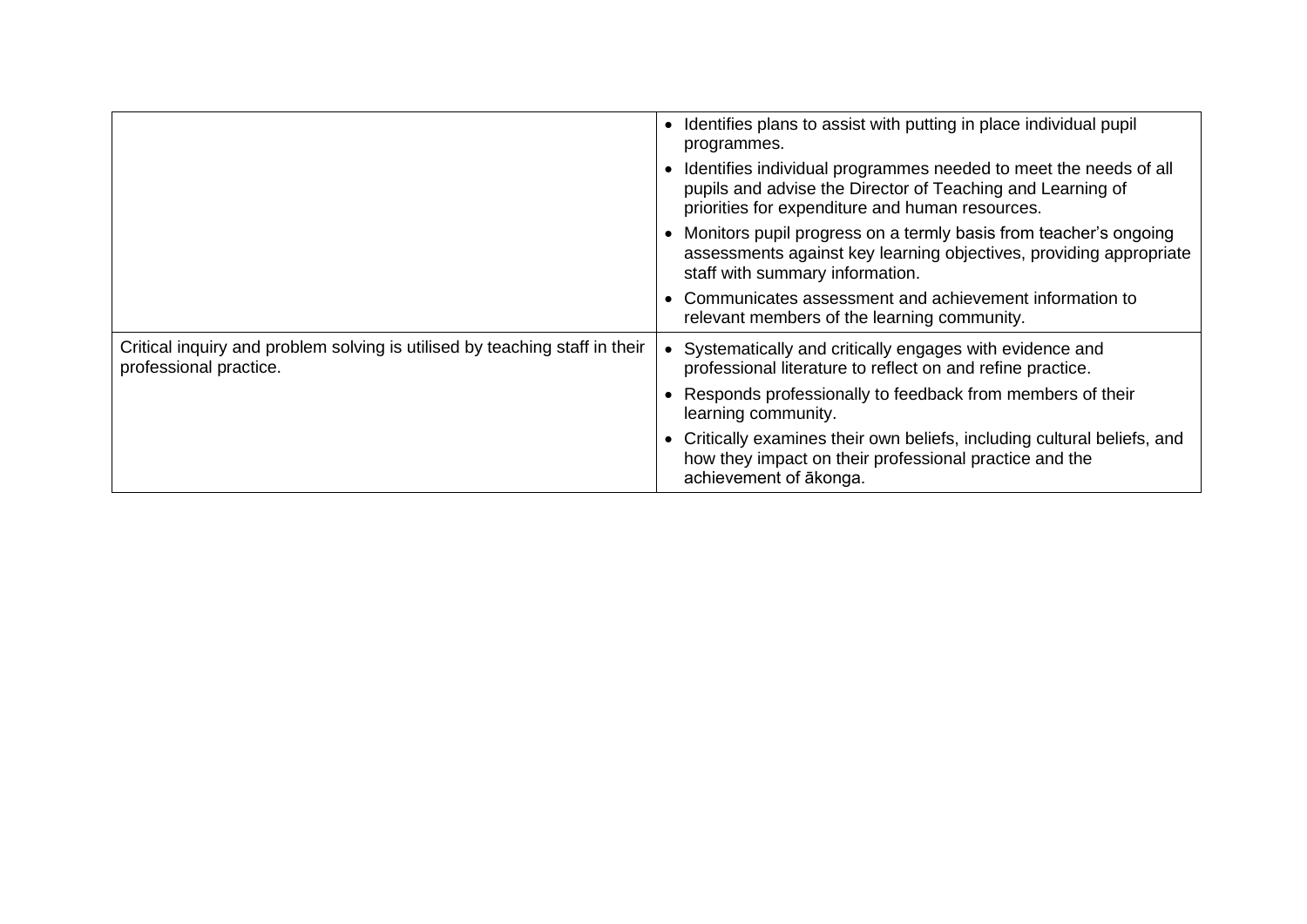| | |
|---|---|
| | • Identifies plans to assist with putting in place individual pupil programmes.<br>• Identifies individual programmes needed to meet the needs of all pupils and advise the Director of Teaching and Learning of priorities for expenditure and human resources.<br>• Monitors pupil progress on a termly basis from teacher's ongoing assessments against key learning objectives, providing appropriate staff with summary information.<br>• Communicates assessment and achievement information to relevant members of the learning community. |
| Critical inquiry and problem solving is utilised by teaching staff in their professional practice. | • Systematically and critically engages with evidence and professional literature to reflect on and refine practice.<br>• Responds professionally to feedback from members of their learning community.<br>• Critically examines their own beliefs, including cultural beliefs, and how they impact on their professional practice and the achievement of ākonga. |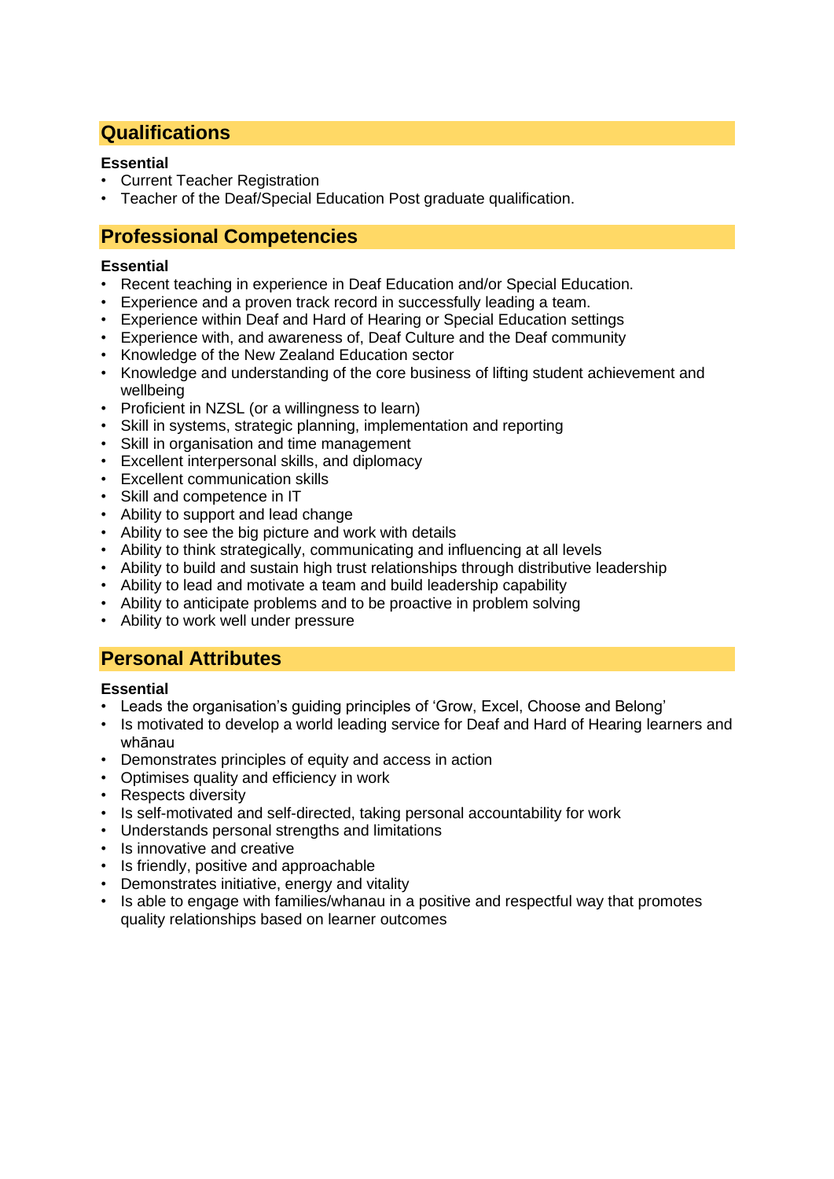## Qualifications

**Essential**

- Current Teacher Registration
- Teacher of the Deaf/Special Education Post graduate qualification.

## Professional Competencies

**Essential**

- Recent teaching in experience in Deaf Education and/or Special Education.
- Experience and a proven track record in successfully leading a team.
- Experience within Deaf and Hard of Hearing or Special Education settings
- Experience with, and awareness of, Deaf Culture and the Deaf community
- Knowledge of the New Zealand Education sector
- Knowledge and understanding of the core business of lifting student achievement and wellbeing
- Proficient in NZSL (or a willingness to learn)
- Skill in systems, strategic planning, implementation and reporting
- Skill in organisation and time management
- Excellent interpersonal skills, and diplomacy
- Excellent communication skills
- Skill and competence in IT
- Ability to support and lead change
- Ability to see the big picture and work with details
- Ability to think strategically, communicating and influencing at all levels
- Ability to build and sustain high trust relationships through distributive leadership
- Ability to lead and motivate a team and build leadership capability
- Ability to anticipate problems and to be proactive in problem solving
- Ability to work well under pressure

## Personal Attributes

**Essential**

- Leads the organisation's guiding principles of 'Grow, Excel, Choose and Belong'
- Is motivated to develop a world leading service for Deaf and Hard of Hearing learners and whānau
- Demonstrates principles of equity and access in action
- Optimises quality and efficiency in work
- Respects diversity
- Is self-motivated and self-directed, taking personal accountability for work
- Understands personal strengths and limitations
- Is innovative and creative
- Is friendly, positive and approachable
- Demonstrates initiative, energy and vitality
- Is able to engage with families/whanau in a positive and respectful way that promotes quality relationships based on learner outcomes